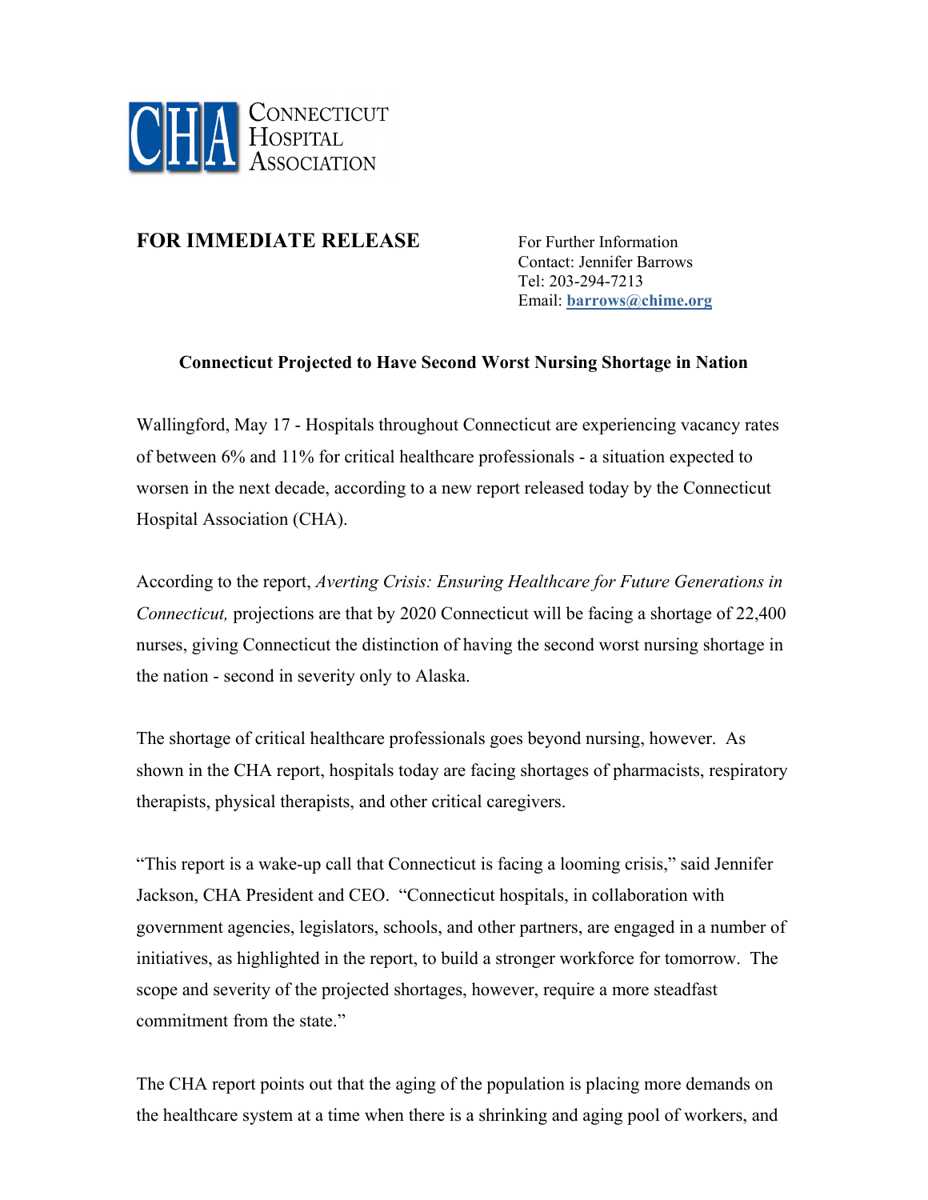**Connecticut Hospital Association**

**FOR IMMEDIATE RELEASE**

For Further Information
Contact: Jennifer Barrows
Tel: 203-294-7213
Email: **barrows@chime.org**

**Connecticut Projected to Have Second Worst Nursing Shortage in Nation**

Wallingford, May 17 - Hospitals throughout Connecticut are experiencing vacancy rates of between 6% and 11% for critical healthcare professionals - a situation expected to worsen in the next decade, according to a new report released today by the Connecticut Hospital Association (CHA).

According to the report, *Averting Crisis: Ensuring Healthcare for Future Generations in Connecticut,* projections are that by 2020 Connecticut will be facing a shortage of 22,400 nurses, giving Connecticut the distinction of having the second worst nursing shortage in the nation - second in severity only to Alaska.

The shortage of critical healthcare professionals goes beyond nursing, however. As shown in the CHA report, hospitals today are facing shortages of pharmacists, respiratory therapists, physical therapists, and other critical caregivers.

"This report is a wake-up call that Connecticut is facing a looming crisis," said Jennifer Jackson, CHA President and CEO. "Connecticut hospitals, in collaboration with government agencies, legislators, schools, and other partners, are engaged in a number of initiatives, as highlighted in the report, to build a stronger workforce for tomorrow. The scope and severity of the projected shortages, however, require a more steadfast commitment from the state."

The CHA report points out that the aging of the population is placing more demands on the healthcare system at a time when there is a shrinking and aging pool of workers, and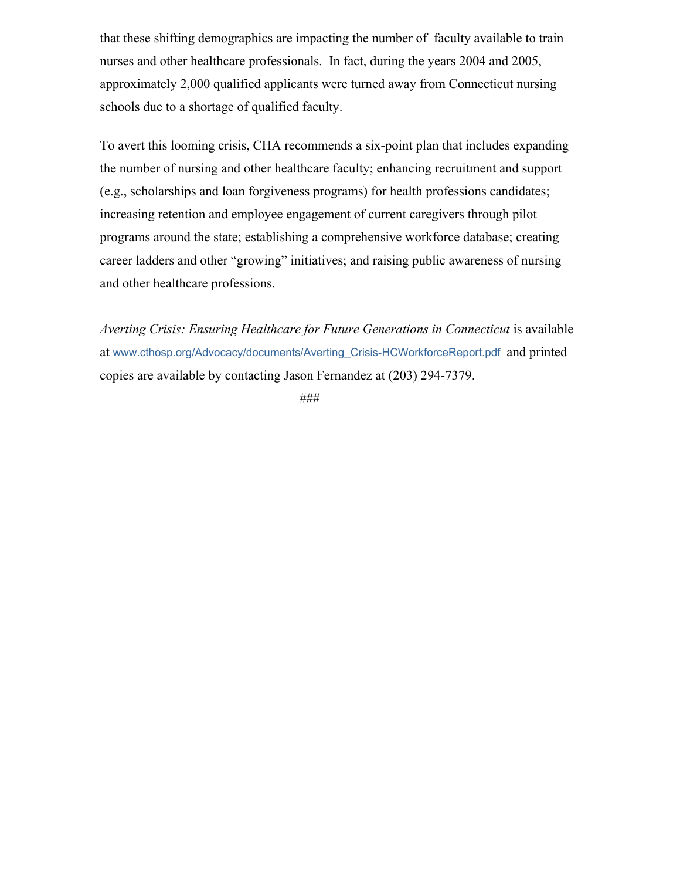that these shifting demographics are impacting the number of faculty available to train nurses and other healthcare professionals. In fact, during the years 2004 and 2005, approximately 2,000 qualified applicants were turned away from Connecticut nursing schools due to a shortage of qualified faculty.

To avert this looming crisis, CHA recommends a six-point plan that includes expanding the number of nursing and other healthcare faculty; enhancing recruitment and support (e.g., scholarships and loan forgiveness programs) for health professions candidates; increasing retention and employee engagement of current caregivers through pilot programs around the state; establishing a comprehensive workforce database; creating career ladders and other "growing" initiatives; and raising public awareness of nursing and other healthcare professions.

*Averting Crisis: Ensuring Healthcare for Future Generations in Connecticut* is available at www.cthosp.org/Advocacy/documents/Averting_Crisis-HCWorkforceReport.pdf and printed copies are available by contacting Jason Fernandez at (203) 294-7379.

###